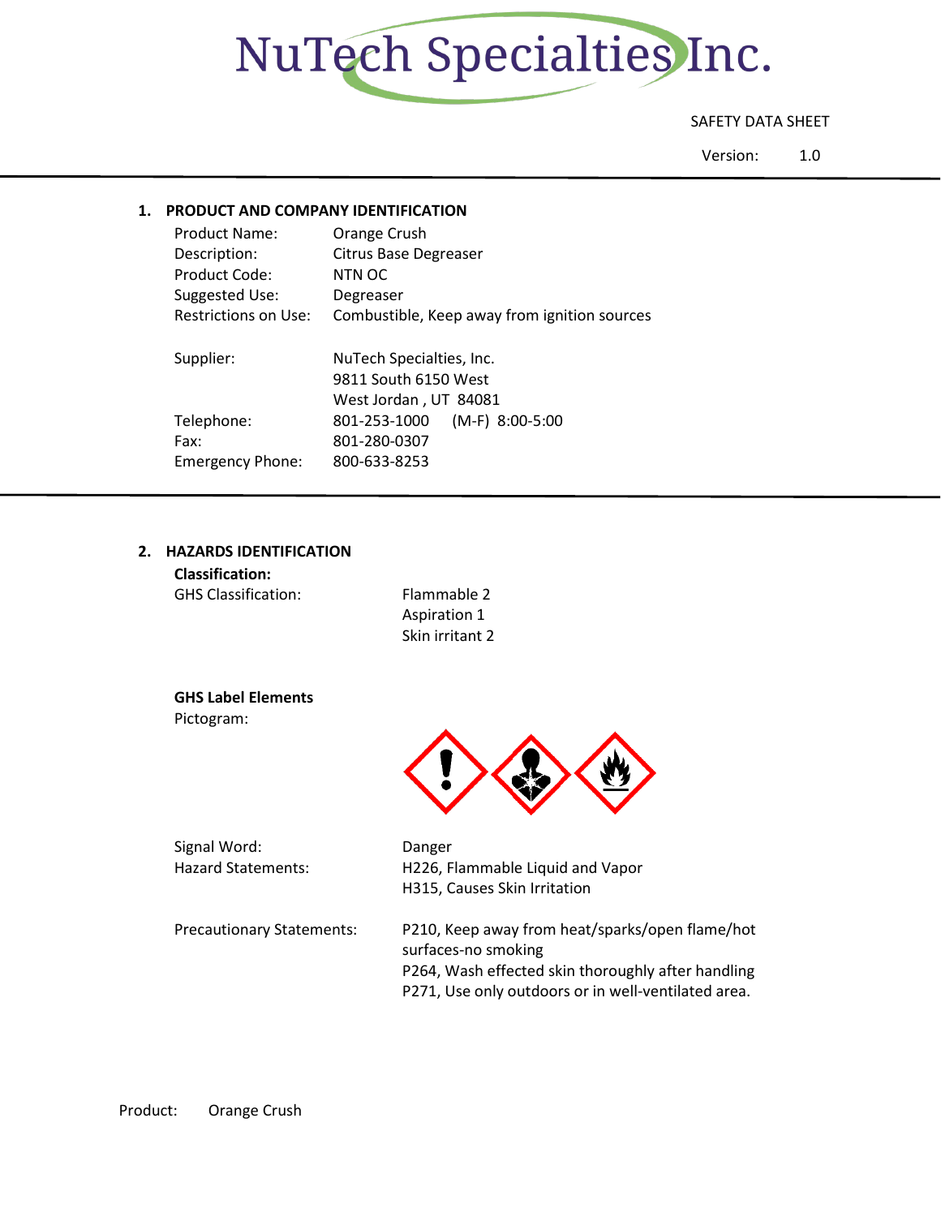# NuTech Specialties Inc.

SAFETY DATA SHEET

Version: 1.0

## 1. PRODUCT AND COMPANY IDENTIFICATION

Product Name: Orange Crush
Description: Citrus Base Degreaser
Product Code: NTN OC
Suggested Use: Degreaser
Restrictions on Use: Combustible, Keep away from ignition sources

Supplier: NuTech Specialties, Inc.
9811 South 6150 West
West Jordan , UT 84081
Telephone: 801-253-1000 (M-F) 8:00-5:00
Fax: 801-280-0307
Emergency Phone: 800-633-8253

## 2. HAZARDS IDENTIFICATION

**Classification:**

GHS Classification: Flammable 2
Aspiration 1
Skin irritant 2

**GHS Label Elements**

Pictogram:

Signal Word: Danger

Hazard Statements: H226, Flammable Liquid and Vapor
H315, Causes Skin Irritation

Precautionary Statements: P210, Keep away from heat/sparks/open flame/hot surfaces-no smoking
P264, Wash effected skin thoroughly after handling
P271, Use only outdoors or in well-ventilated area.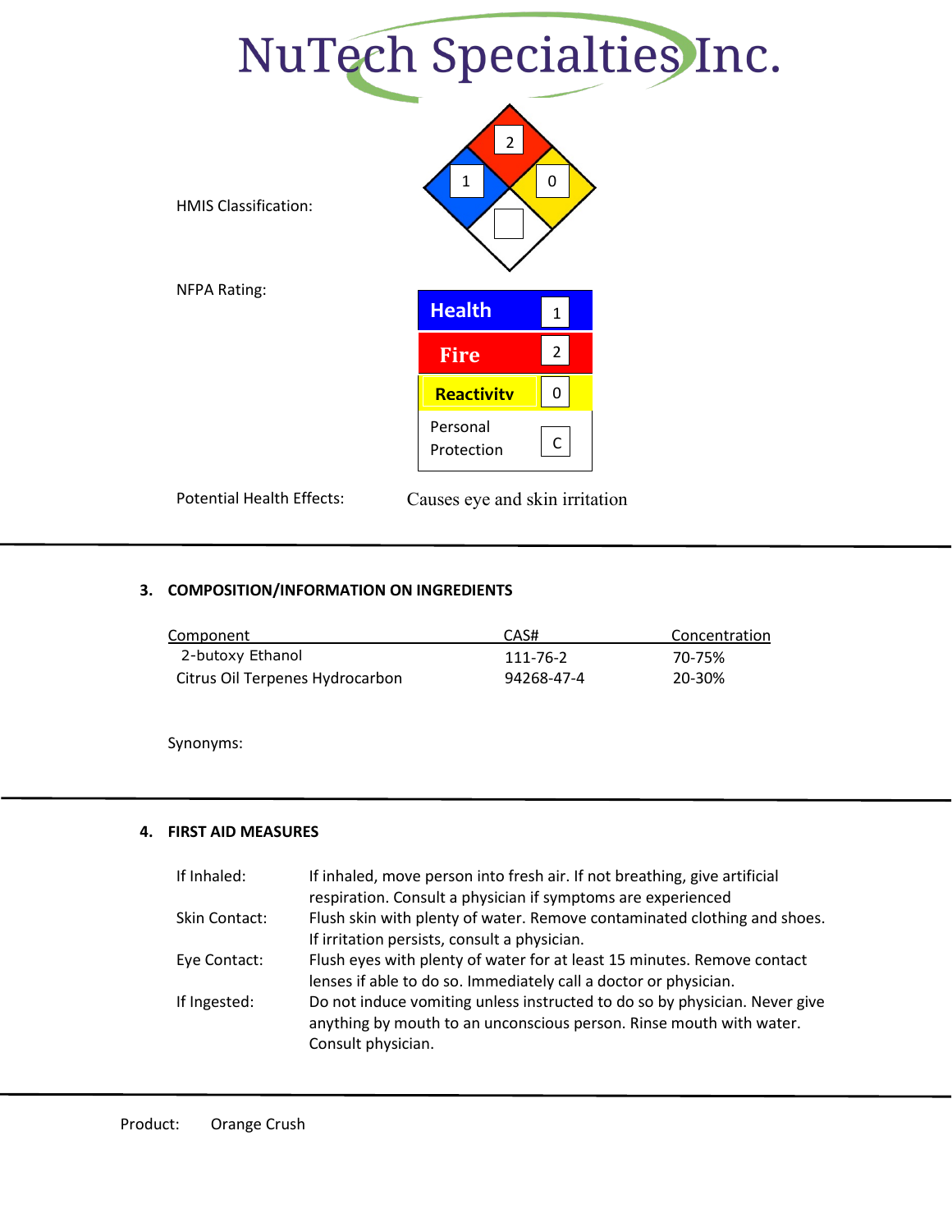NuTech Specialties Inc.

HMIS Classification:

| Health | Fire | Reactivity | |
|---|---|---|---|
| 1 | 2 | 0 | |

NFPA Rating:

| | |
|---|---|
| Health | 1 |
| Fire | 2 |
| Reactivity | 0 |
| Personal Protection | C |

Potential Health Effects: Causes eye and skin irritation

## 3. COMPOSITION/INFORMATION ON INGREDIENTS

| Component | CAS# | Concentration |
|---|---|---|
| 2-butoxy Ethanol | 111-76-2 | 70-75% |
| Citrus Oil Terpenes Hydrocarbon | 94268-47-4 | 20-30% |

Synonyms:

## 4. FIRST AID MEASURES

| | |
|---|---|
| If Inhaled: | If inhaled, move person into fresh air. If not breathing, give artificial respiration. Consult a physician if symptoms are experienced |
| Skin Contact: | Flush skin with plenty of water. Remove contaminated clothing and shoes. If irritation persists, consult a physician. |
| Eye Contact: | Flush eyes with plenty of water for at least 15 minutes. Remove contact lenses if able to do so. Immediately call a doctor or physician. |
| If Ingested: | Do not induce vomiting unless instructed to do so by physician. Never give anything by mouth to an unconscious person. Rinse mouth with water. Consult physician. |

Product: Orange Crush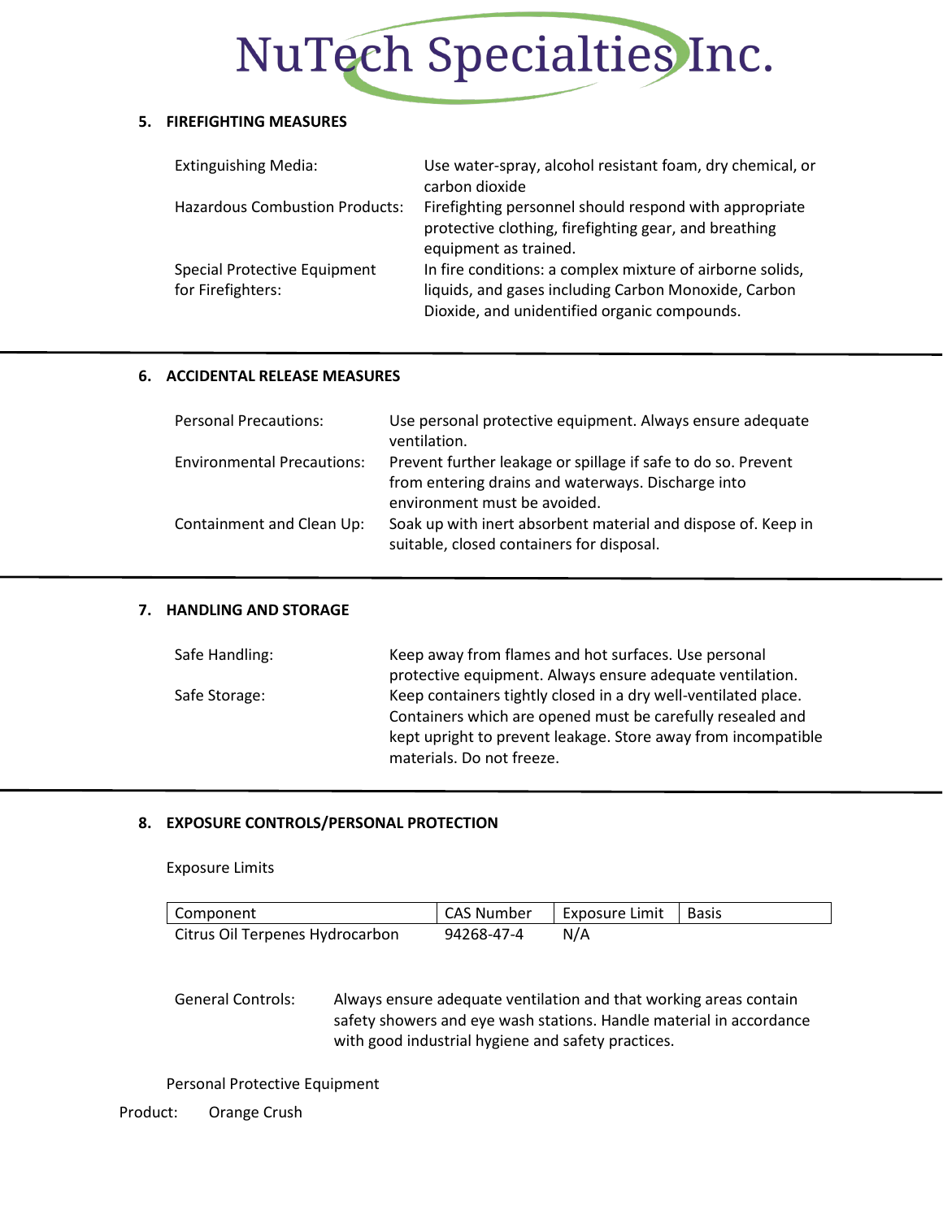## 5. FIREFIGHTING MEASURES

| | |
|---|---|
| Extinguishing Media: | Use water-spray, alcohol resistant foam, dry chemical, or carbon dioxide |
| Hazardous Combustion Products: | Firefighting personnel should respond with appropriate protective clothing, firefighting gear, and breathing equipment as trained. |
| Special Protective Equipment for Firefighters: | In fire conditions: a complex mixture of airborne solids, liquids, and gases including Carbon Monoxide, Carbon Dioxide, and unidentified organic compounds. |

## 6. ACCIDENTAL RELEASE MEASURES

| | |
|---|---|
| Personal Precautions: | Use personal protective equipment. Always ensure adequate ventilation. |
| Environmental Precautions: | Prevent further leakage or spillage if safe to do so. Prevent from entering drains and waterways. Discharge into environment must be avoided. |
| Containment and Clean Up: | Soak up with inert absorbent material and dispose of. Keep in suitable, closed containers for disposal. |

## 7. HANDLING AND STORAGE

| | |
|---|---|
| Safe Handling: | Keep away from flames and hot surfaces. Use personal protective equipment. Always ensure adequate ventilation. |
| Safe Storage: | Keep containers tightly closed in a dry well-ventilated place. Containers which are opened must be carefully resealed and kept upright to prevent leakage. Store away from incompatible materials. Do not freeze. |

## 8. EXPOSURE CONTROLS/PERSONAL PROTECTION

Exposure Limits

| Component | CAS Number | Exposure Limit | Basis |
|---|---|---|---|
| Citrus Oil Terpenes Hydrocarbon | 94268-47-4 | N/A | |

General Controls: Always ensure adequate ventilation and that working areas contain safety showers and eye wash stations. Handle material in accordance with good industrial hygiene and safety practices.

Personal Protective Equipment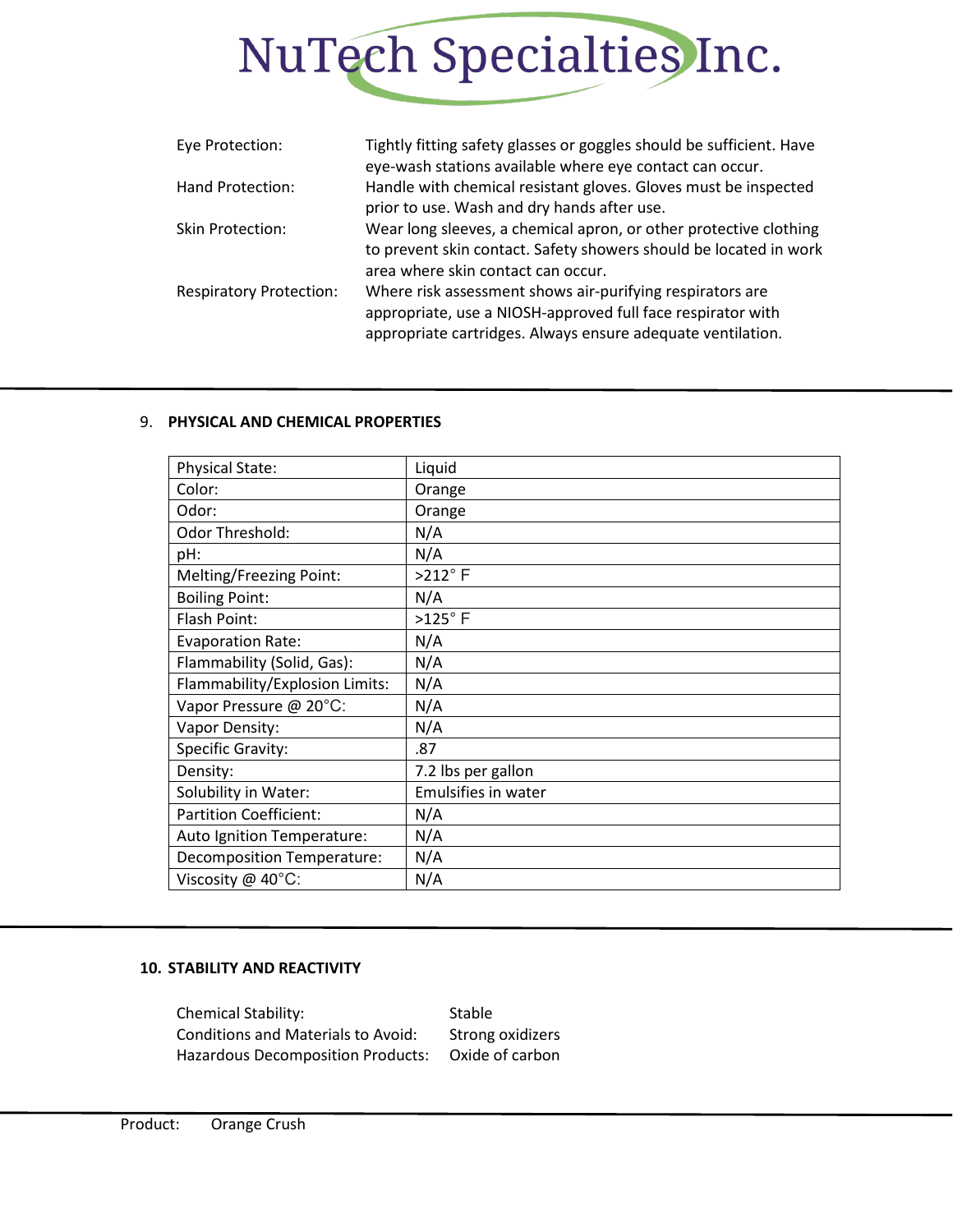| | |
|---|---|
| Eye Protection: | Tightly fitting safety glasses or goggles should be sufficient. Have eye-wash stations available where eye contact can occur. |
| Hand Protection: | Handle with chemical resistant gloves. Gloves must be inspected prior to use. Wash and dry hands after use. |
| Skin Protection: | Wear long sleeves, a chemical apron, or other protective clothing to prevent skin contact. Safety showers should be located in work area where skin contact can occur. |
| Respiratory Protection: | Where risk assessment shows air-purifying respirators are appropriate, use a NIOSH-approved full face respirator with appropriate cartridges. Always ensure adequate ventilation. |

## 9. PHYSICAL AND CHEMICAL PROPERTIES

| | |
|---|---|
| Physical State: | Liquid |
| Color: | Orange |
| Odor: | Orange |
| Odor Threshold: | N/A |
| pH: | N/A |
| Melting/Freezing Point: | >212° F |
| Boiling Point: | N/A |
| Flash Point: | >125° F |
| Evaporation Rate: | N/A |
| Flammability (Solid, Gas): | N/A |
| Flammability/Explosion Limits: | N/A |
| Vapor Pressure @ 20°C: | N/A |
| Vapor Density: | N/A |
| Specific Gravity: | .87 |
| Density: | 7.2 lbs per gallon |
| Solubility in Water: | Emulsifies in water |
| Partition Coefficient: | N/A |
| Auto Ignition Temperature: | N/A |
| Decomposition Temperature: | N/A |
| Viscosity @ 40°C: | N/A |

## 10. STABILITY AND REACTIVITY

| | |
|---|---|
| Chemical Stability: | Stable |
| Conditions and Materials to Avoid: | Strong oxidizers |
| Hazardous Decomposition Products: | Oxide of carbon |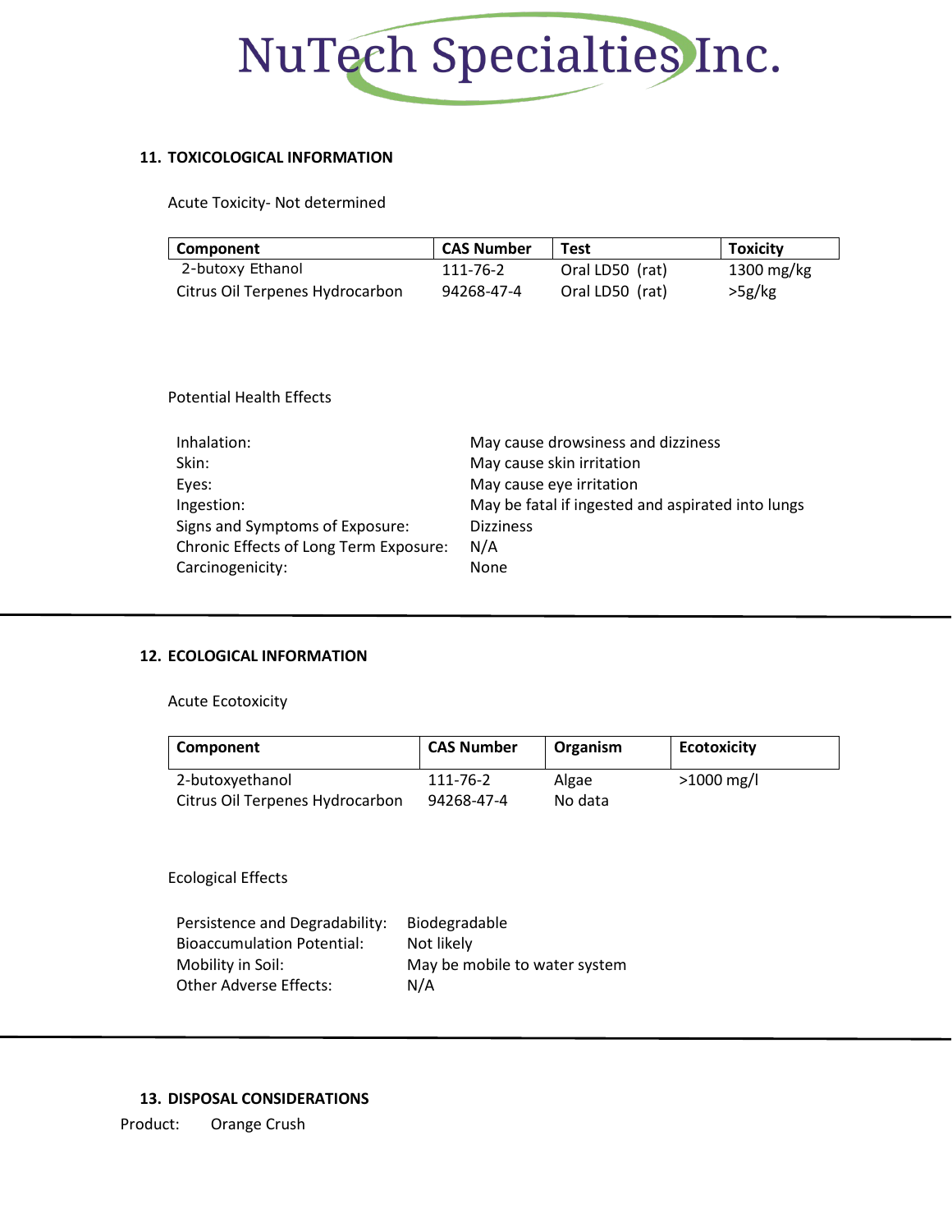## 11. TOXICOLOGICAL INFORMATION

Acute Toxicity- Not determined

| Component | CAS Number | Test | Toxicity |
|---|---|---|---|
| 2-butoxy Ethanol | 111-76-2 | Oral LD50 (rat) | 1300 mg/kg |
| Citrus Oil Terpenes Hydrocarbon | 94268-47-4 | Oral LD50 (rat) | >5g/kg |

Potential Health Effects

| | |
|---|---|
| Inhalation: | May cause drowsiness and dizziness |
| Skin: | May cause skin irritation |
| Eyes: | May cause eye irritation |
| Ingestion: | May be fatal if ingested and aspirated into lungs |
| Signs and Symptoms of Exposure: | Dizziness |
| Chronic Effects of Long Term Exposure: | N/A |
| Carcinogenicity: | None |

## 12. ECOLOGICAL INFORMATION

Acute Ecotoxicity

| Component | CAS Number | Organism | Ecotoxicity |
|---|---|---|---|
| 2-butoxyethanol | 111-76-2 | Algae | >1000 mg/l |
| Citrus Oil Terpenes Hydrocarbon | 94268-47-4 | No data | |

Ecological Effects

| | |
|---|---|
| Persistence and Degradability: | Biodegradable |
| Bioaccumulation Potential: | Not likely |
| Mobility in Soil: | May be mobile to water system |
| Other Adverse Effects: | N/A |

## 13. DISPOSAL CONSIDERATIONS

Product: Orange Crush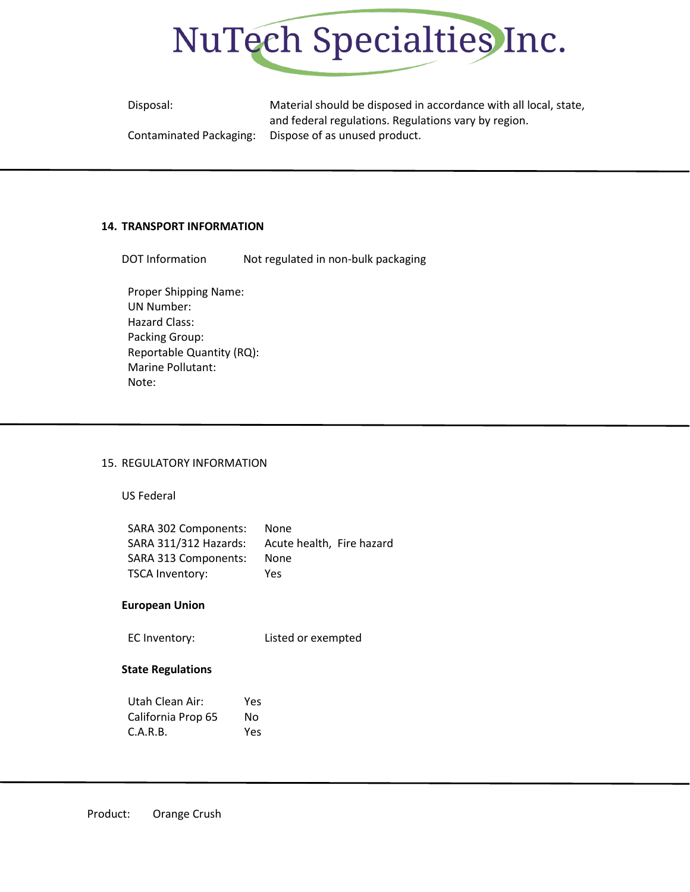Disposal: Material should be disposed in accordance with all local, state, and federal regulations. Regulations vary by region.

Contaminated Packaging: Dispose of as unused product.

## 14. TRANSPORT INFORMATION

DOT Information Not regulated in non-bulk packaging

Proper Shipping Name:
UN Number:
Hazard Class:
Packing Group:
Reportable Quantity (RQ):
Marine Pollutant:
Note:

## 15. REGULATORY INFORMATION

US Federal

| | |
|---|---|
| SARA 302 Components: | None |
| SARA 311/312 Hazards: | Acute health, Fire hazard |
| SARA 313 Components: | None |
| TSCA Inventory: | Yes |

**European Union**

EC Inventory: Listed or exempted

**State Regulations**

| | |
|---|---|
| Utah Clean Air: | Yes |
| California Prop 65 | No |
| C.A.R.B. | Yes |

Product: Orange Crush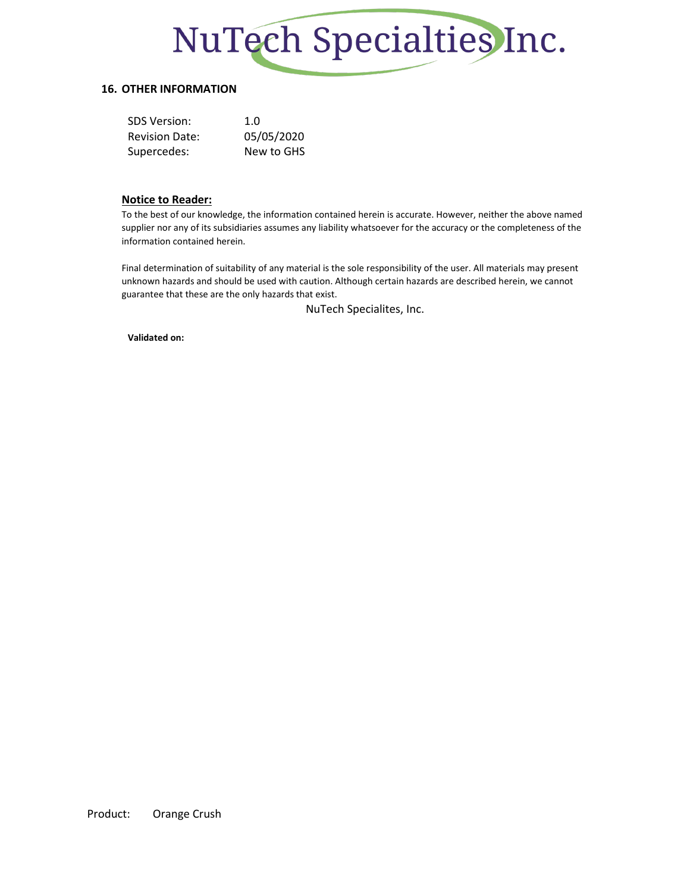## 16. OTHER INFORMATION

| | |
|---|---|
| SDS Version: | 1.0 |
| Revision Date: | 05/05/2020 |
| Supercedes: | New to GHS |

**Notice to Reader:**

To the best of our knowledge, the information contained herein is accurate. However, neither the above named supplier nor any of its subsidiaries assumes any liability whatsoever for the accuracy or the completeness of the information contained herein.

Final determination of suitability of any material is the sole responsibility of the user. All materials may present unknown hazards and should be used with caution. Although certain hazards are described herein, we cannot guarantee that these are the only hazards that exist.

NuTech Specialites, Inc.

**Validated on:**